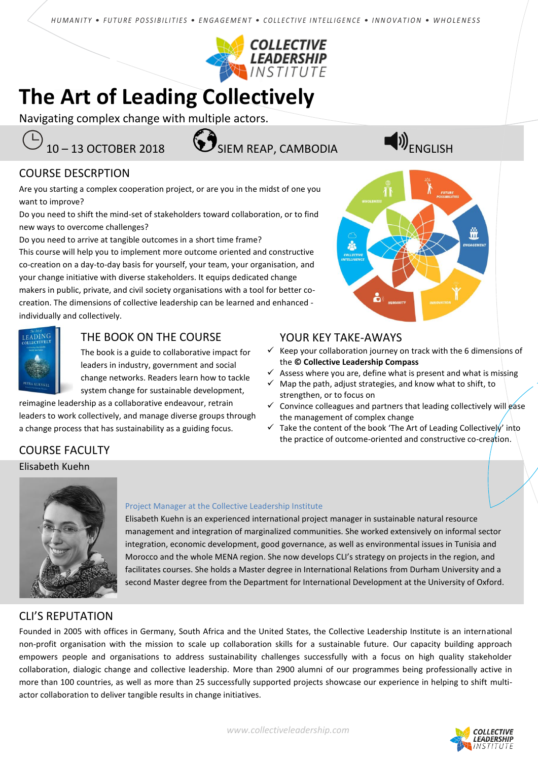HUMANITY • FUTURE POSSIBILITIES • ENGAGEMENT • COLLECTIVE INTELLIGENCE • INNOVATION • WHOLENESS

COLLECTIVE LEADERSHIP INSTITUTE

# The Art of Leading Collectively

Navigating complex change with multiple actors.

10 – 13 OCTOBER 2018 | SIEM REAP, CAMBODIA | ENGLISH

## COURSE DESCRPTION

Are you starting a complex cooperation project, or are you in the midst of one you want to improve?
Do you need to shift the mind-set of stakeholders toward collaboration, or to find new ways to overcome challenges?
Do you need to arrive at tangible outcomes in a short time frame?
This course will help you to implement more outcome oriented and constructive co-creation on a day-to-day basis for yourself, your team, your organisation, and your change initiative with diverse stakeholders. It equips dedicated change makers in public, private, and civil society organisations with a tool for better co-creation. The dimensions of collective leadership can be learned and enhanced - individually and collectively.

WHOLENESS
FUTURE POSSIBILITIES
ENGAGEMENT
INNOVATION
HUMANITY
COLLECTIVE INTELLIGENCE

## THE BOOK ON THE COURSE

The book is a guide to collaborative impact for leaders in industry, government and social change networks. Readers learn how to tackle system change for sustainable development, reimagine leadership as a collaborative endeavour, retrain leaders to work collectively, and manage diverse groups through a change process that has sustainability as a guiding focus.

## YOUR KEY TAKE-AWAYS

- ✓ Keep your collaboration journey on track with the 6 dimensions of the **© Collective Leadership Compass**
- ✓ Assess where you are, define what is present and what is missing
- ✓ Map the path, adjust strategies, and know what to shift, to strengthen, or to focus on
- ✓ Convince colleagues and partners that leading collectively will ease the management of complex change
- ✓ Take the content of the book 'The Art of Leading Collectively' into the practice of outcome-oriented and constructive co-creation.

## COURSE FACULTY

Elisabeth Kuehn

Project Manager at the Collective Leadership Institute

Elisabeth Kuehn is an experienced international project manager in sustainable natural resource management and integration of marginalized communities. She worked extensively on informal sector integration, economic development, good governance, as well as environmental issues in Tunisia and Morocco and the whole MENA region. She now develops CLI's strategy on projects in the region, and facilitates courses. She holds a Master degree in International Relations from Durham University and a second Master degree from the Department for International Development at the University of Oxford.

## CLI'S REPUTATION

Founded in 2005 with offices in Germany, South Africa and the United States, the Collective Leadership Institute is an international non-profit organisation with the mission to scale up collaboration skills for a sustainable future. Our capacity building approach empowers people and organisations to address sustainability challenges successfully with a focus on high quality stakeholder collaboration, dialogic change and collective leadership. More than 2900 alumni of our programmes being professionally active in more than 100 countries, as well as more than 25 successfully supported projects showcase our experience in helping to shift multi-actor collaboration to deliver tangible results in change initiatives.

www.collectiveleadership.com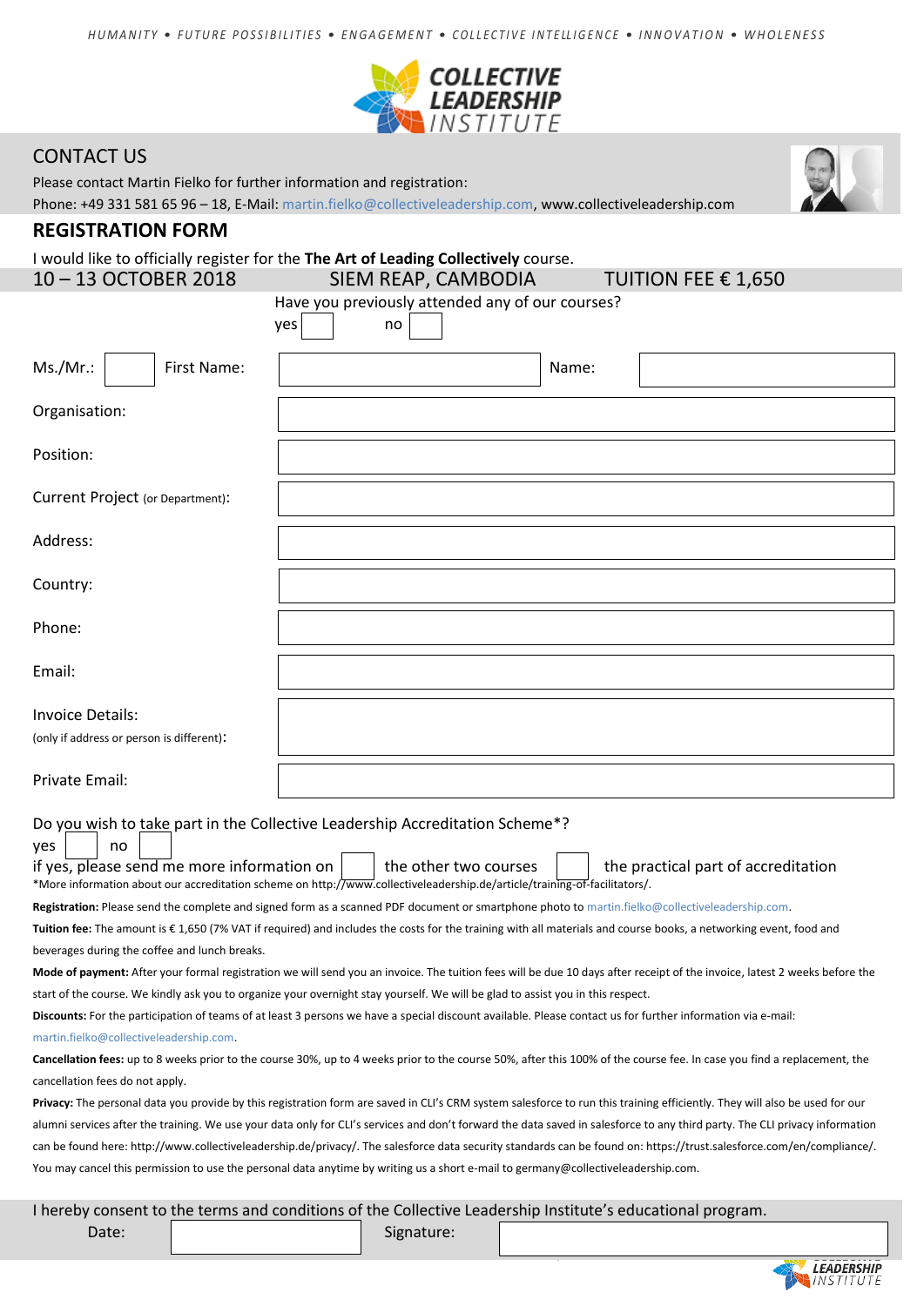HUMANITY • FUTURE POSSIBILITIES • ENGAGEMENT • COLLECTIVE INTELLIGENCE • INNOVATION • WHOLENESS

COLLECTIVE LEADERSHIP INSTITUTE

## CONTACT US

Please contact Martin Fielko for further information and registration:
Phone: +49 331 581 65 96 – 18, E-Mail: martin.fielko@collectiveleadership.com, www.collectiveleadership.com

## REGISTRATION FORM

I would like to officially register for the **The Art of Leading Collectively** course.

10 – 13 OCTOBER 2018 | SIEM REAP, CAMBODIA | TUITION FEE € 1,650

Have you previously attended any of our courses?
yes ☐ no ☐

| | | | |
|---|---|---|---|
| Ms./Mr.: ☐ First Name: | | Name: | |
| Organisation: | | | |
| Position: | | | |
| Current Project (or Department): | | | |
| Address: | | | |
| Country: | | | |
| Phone: | | | |
| Email: | | | |
| Invoice Details: (only if address or person is different): | | | |
| Private Email: | | | |

Do you wish to take part in the Collective Leadership Accreditation Scheme*?
yes ☐ no ☐
if yes, please send me more information on ☐ the other two courses ☐ the practical part of accreditation

*More information about our accreditation scheme on http://www.collectiveleadership.de/article/training-of-facilitators/.

**Registration:** Please send the complete and signed form as a scanned PDF document or smartphone photo to martin.fielko@collectiveleadership.com.

**Tuition fee:** The amount is € 1,650 (7% VAT if required) and includes the costs for the training with all materials and course books, a networking event, food and beverages during the coffee and lunch breaks.

**Mode of payment:** After your formal registration we will send you an invoice. The tuition fees will be due 10 days after receipt of the invoice, latest 2 weeks before the start of the course. We kindly ask you to organize your overnight stay yourself. We will be glad to assist you in this respect.

**Discounts:** For the participation of teams of at least 3 persons we have a special discount available. Please contact us for further information via e-mail: martin.fielko@collectiveleadership.com.

**Cancellation fees:** up to 8 weeks prior to the course 30%, up to 4 weeks prior to the course 50%, after this 100% of the course fee. In case you find a replacement, the cancellation fees do not apply.

**Privacy:** The personal data you provide by this registration form are saved in CLI's CRM system salesforce to run this training efficiently. They will also be used for our alumni services after the training. We use your data only for CLI's services and don't forward the data saved in salesforce to any third party. The CLI privacy information can be found here: http://www.collectiveleadership.de/privacy/. The salesforce data security standards can be found on: https://trust.salesforce.com/en/compliance/. You may cancel this permission to use the personal data anytime by writing us a short e-mail to germany@collectiveleadership.com.

I hereby consent to the terms and conditions of the Collective Leadership Institute's educational program.

Date: ____________ Signature: ____________